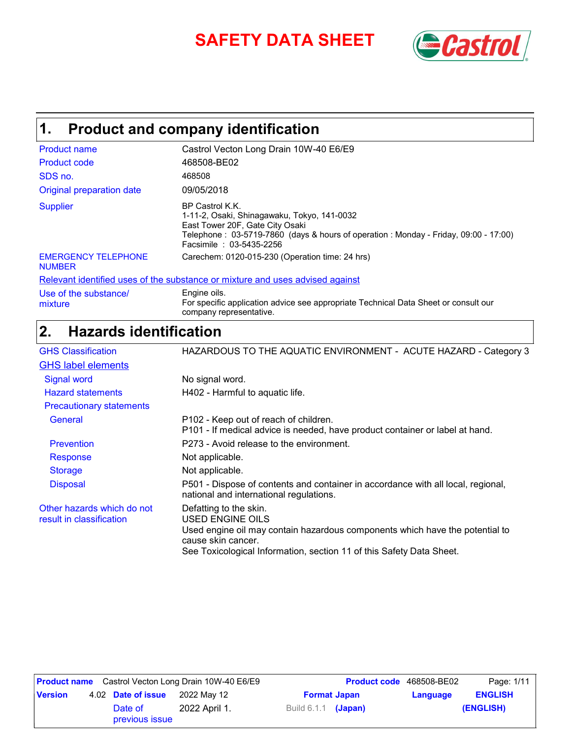# SAFETY DATA SHEET

## 1. Product and company identification

| | |
|---|---|
| Product name | Castrol Vecton Long Drain 10W-40 E6/E9 |
| Product code | 468508-BE02 |
| SDS no. | 468508 |
| Original preparation date | 09/05/2018 |
| Supplier | BP Castrol K.K.<br>1-11-2, Osaki, Shinagawaku, Tokyo, 141-0032<br>East Tower 20F, Gate City Osaki<br>Telephone : 03-5719-7860 (days & hours of operation : Monday - Friday, 09:00 - 17:00)<br>Facsimile : 03-5435-2256 |
| EMERGENCY TELEPHONE NUMBER | Carechem: 0120-015-230 (Operation time: 24 hrs) |

**Relevant identified uses of the substance or mixture and uses advised against**

| | |
|---|---|
| Use of the substance/ mixture | Engine oils.<br>For specific application advice see appropriate Technical Data Sheet or consult our company representative. |

## 2. Hazards identification

| | |
|---|---|
| GHS Classification | HAZARDOUS TO THE AQUATIC ENVIRONMENT - ACUTE HAZARD - Category 3 |

**GHS label elements**

| | |
|---|---|
| Signal word | No signal word. |
| Hazard statements | H402 - Harmful to aquatic life. |
| Precautionary statements | |
| General | P102 - Keep out of reach of children.<br>P101 - If medical advice is needed, have product container or label at hand. |
| Prevention | P273 - Avoid release to the environment. |
| Response | Not applicable. |
| Storage | Not applicable. |
| Disposal | P501 - Dispose of contents and container in accordance with all local, regional, national and international regulations. |
| Other hazards which do not result in classification | Defatting to the skin.<br>USED ENGINE OILS<br>Used engine oil may contain hazardous components which have the potential to cause skin cancer.<br>See Toxicological Information, section 11 of this Safety Data Sheet. |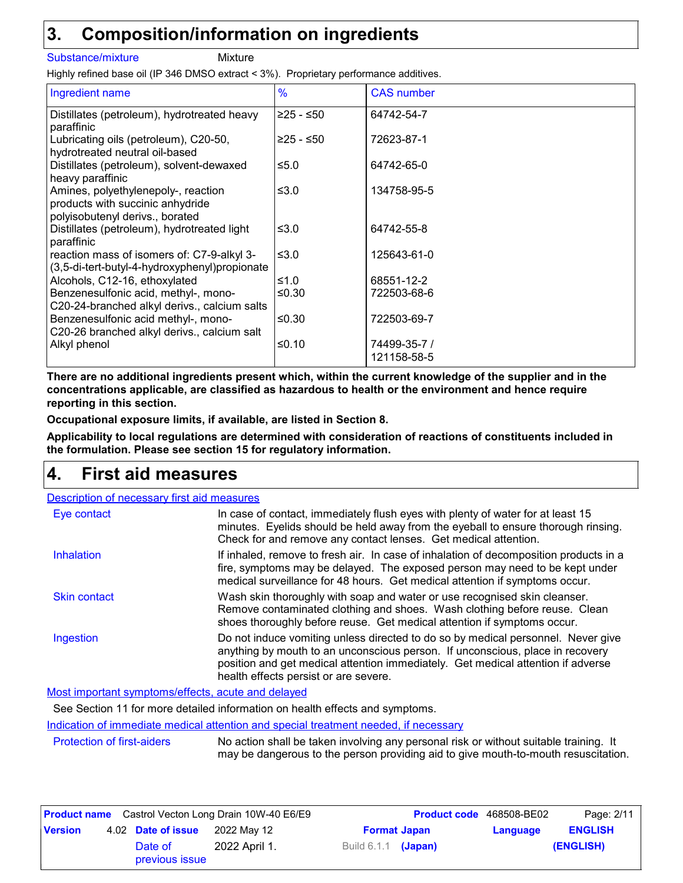# 3. Composition/information on ingredients

Substance/mixture: Mixture

Highly refined base oil (IP 346 DMSO extract < 3%). Proprietary performance additives.

| Ingredient name | % | CAS number |
|---|---|---|
| Distillates (petroleum), hydrotreated heavy paraffinic | ≥25 - ≤50 | 64742-54-7 |
| Lubricating oils (petroleum), C20-50, hydrotreated neutral oil-based | ≥25 - ≤50 | 72623-87-1 |
| Distillates (petroleum), solvent-dewaxed heavy paraffinic | ≤5.0 | 64742-65-0 |
| Amines, polyethylenepoly-, reaction products with succinic anhydride polyisobutenyl derivs., borated | ≤3.0 | 134758-95-5 |
| Distillates (petroleum), hydrotreated light paraffinic | ≤3.0 | 64742-55-8 |
| reaction mass of isomers of: C7-9-alkyl 3-(3,5-di-tert-butyl-4-hydroxyphenyl)propionate | ≤3.0 | 125643-61-0 |
| Alcohols, C12-16, ethoxylated | ≤1.0 | 68551-12-2 |
| Benzenesulfonic acid, methyl-, mono-C20-24-branched alkyl derivs., calcium salts | ≤0.30 | 722503-68-6 |
| Benzenesulfonic acid methyl-, mono-C20-26 branched alkyl derivs., calcium salt | ≤0.30 | 722503-69-7 |
| Alkyl phenol | ≤0.10 | 74499-35-7 / 121158-58-5 |

**There are no additional ingredients present which, within the current knowledge of the supplier and in the concentrations applicable, are classified as hazardous to health or the environment and hence require reporting in this section.**

**Occupational exposure limits, if available, are listed in Section 8.**

**Applicability to local regulations are determined with consideration of reactions of constituents included in the formulation. Please see section 15 for regulatory information.**

# 4. First aid measures

## Description of necessary first aid measures

**Eye contact**: In case of contact, immediately flush eyes with plenty of water for at least 15 minutes. Eyelids should be held away from the eyeball to ensure thorough rinsing. Check for and remove any contact lenses. Get medical attention.

**Inhalation**: If inhaled, remove to fresh air. In case of inhalation of decomposition products in a fire, symptoms may be delayed. The exposed person may need to be kept under medical surveillance for 48 hours. Get medical attention if symptoms occur.

**Skin contact**: Wash skin thoroughly with soap and water or use recognised skin cleanser. Remove contaminated clothing and shoes. Wash clothing before reuse. Clean shoes thoroughly before reuse. Get medical attention if symptoms occur.

**Ingestion**: Do not induce vomiting unless directed to do so by medical personnel. Never give anything by mouth to an unconscious person. If unconscious, place in recovery position and get medical attention immediately. Get medical attention if adverse health effects persist or are severe.

## Most important symptoms/effects, acute and delayed

See Section 11 for more detailed information on health effects and symptoms.

## Indication of immediate medical attention and special treatment needed, if necessary

**Protection of first-aiders**: No action shall be taken involving any personal risk or without suitable training. It may be dangerous to the person providing aid to give mouth-to-mouth resuscitation.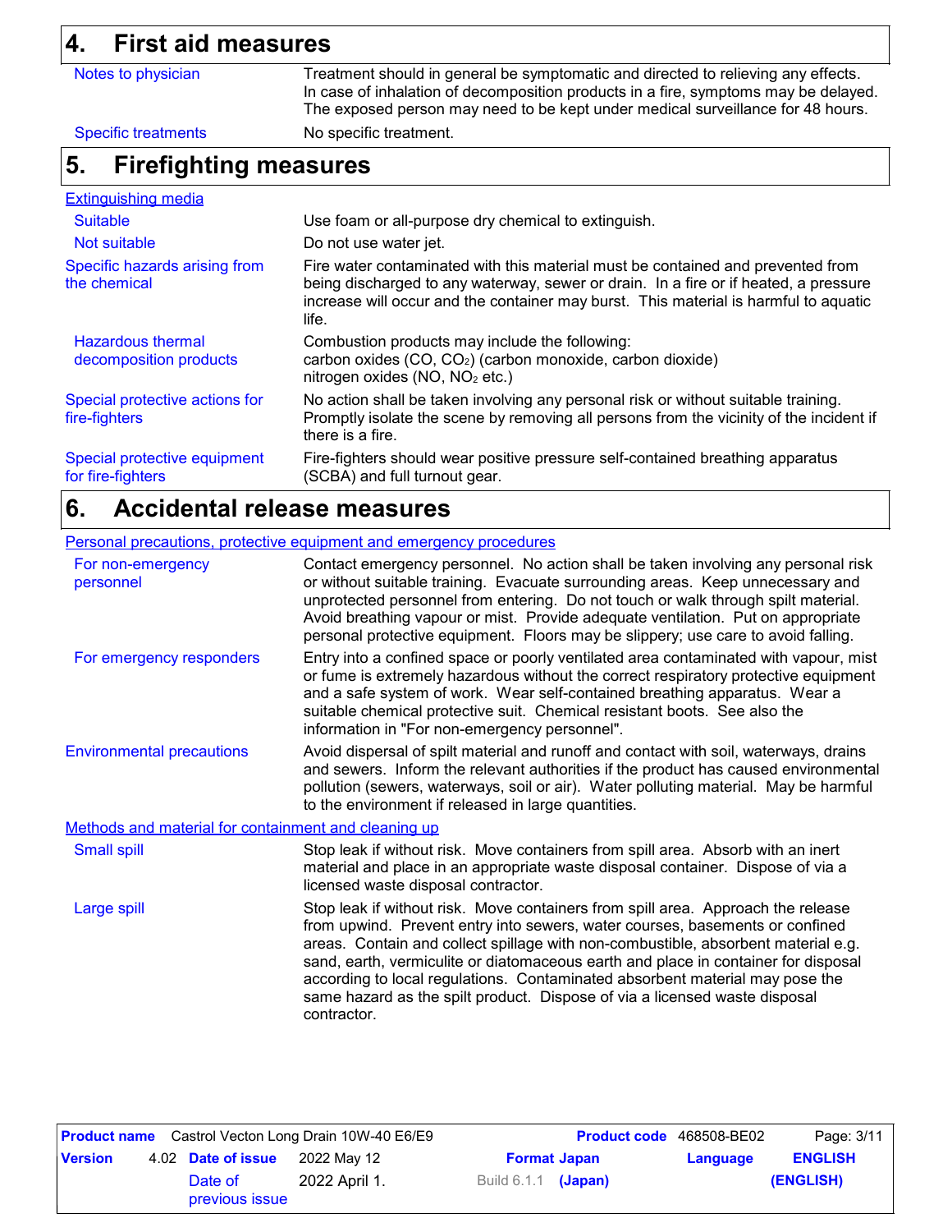## 4. First aid measures

| | |
|---|---|
| Notes to physician | Treatment should in general be symptomatic and directed to relieving any effects. In case of inhalation of decomposition products in a fire, symptoms may be delayed. The exposed person may need to be kept under medical surveillance for 48 hours. |
| Specific treatments | No specific treatment. |

## 5. Firefighting measures

**Extinguishing media**

| | |
|---|---|
| Suitable | Use foam or all-purpose dry chemical to extinguish. |
| Not suitable | Do not use water jet. |
| Specific hazards arising from the chemical | Fire water contaminated with this material must be contained and prevented from being discharged to any waterway, sewer or drain. In a fire or if heated, a pressure increase will occur and the container may burst. This material is harmful to aquatic life. |
| Hazardous thermal decomposition products | Combustion products may include the following: carbon oxides (CO, $CO_2$) (carbon monoxide, carbon dioxide) nitrogen oxides (NO, $NO_2$ etc.) |
| Special protective actions for fire-fighters | No action shall be taken involving any personal risk or without suitable training. Promptly isolate the scene by removing all persons from the vicinity of the incident if there is a fire. |
| Special protective equipment for fire-fighters | Fire-fighters should wear positive pressure self-contained breathing apparatus (SCBA) and full turnout gear. |

## 6. Accidental release measures

**Personal precautions, protective equipment and emergency procedures**

| | |
|---|---|
| For non-emergency personnel | Contact emergency personnel. No action shall be taken involving any personal risk or without suitable training. Evacuate surrounding areas. Keep unnecessary and unprotected personnel from entering. Do not touch or walk through spilt material. Avoid breathing vapour or mist. Provide adequate ventilation. Put on appropriate personal protective equipment. Floors may be slippery; use care to avoid falling. |
| For emergency responders | Entry into a confined space or poorly ventilated area contaminated with vapour, mist or fume is extremely hazardous without the correct respiratory protective equipment and a safe system of work. Wear self-contained breathing apparatus. Wear a suitable chemical protective suit. Chemical resistant boots. See also the information in "For non-emergency personnel". |
| Environmental precautions | Avoid dispersal of spilt material and runoff and contact with soil, waterways, drains and sewers. Inform the relevant authorities if the product has caused environmental pollution (sewers, waterways, soil or air). Water polluting material. May be harmful to the environment if released in large quantities. |

**Methods and material for containment and cleaning up**

| | |
|---|---|
| Small spill | Stop leak if without risk. Move containers from spill area. Absorb with an inert material and place in an appropriate waste disposal container. Dispose of via a licensed waste disposal contractor. |
| Large spill | Stop leak if without risk. Move containers from spill area. Approach the release from upwind. Prevent entry into sewers, water courses, basements or confined areas. Contain and collect spillage with non-combustible, absorbent material e.g. sand, earth, vermiculite or diatomaceous earth and place in container for disposal according to local regulations. Contaminated absorbent material may pose the same hazard as the spilt product. Dispose of via a licensed waste disposal contractor. |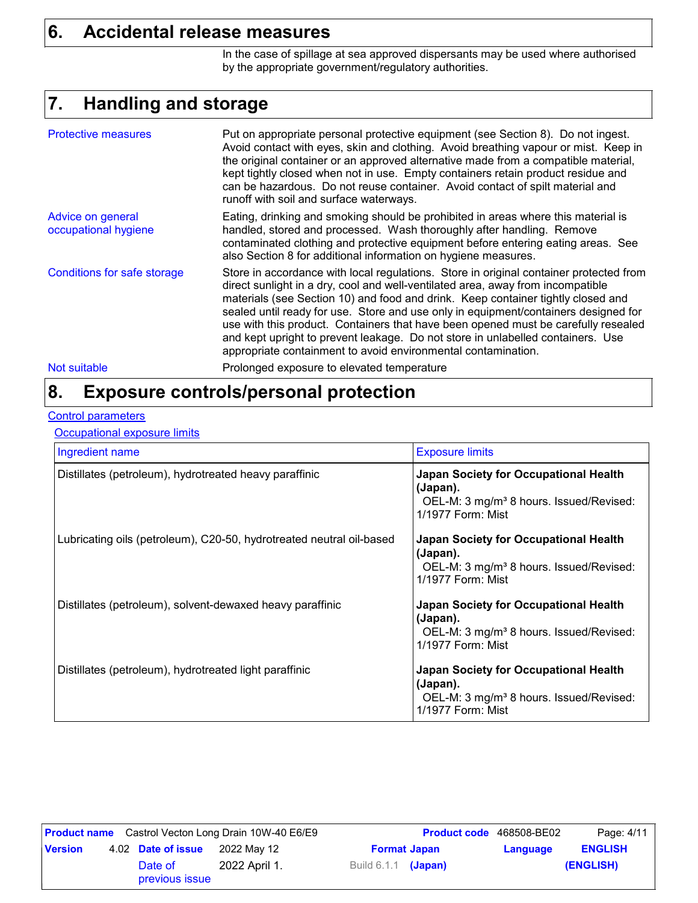## 6. Accidental release measures

In the case of spillage at sea approved dispersants may be used where authorised by the appropriate government/regulatory authorities.

## 7. Handling and storage

**Protective measures**

Put on appropriate personal protective equipment (see Section 8). Do not ingest. Avoid contact with eyes, skin and clothing. Avoid breathing vapour or mist. Keep in the original container or an approved alternative made from a compatible material, kept tightly closed when not in use. Empty containers retain product residue and can be hazardous. Do not reuse container. Avoid contact of spilt material and runoff with soil and surface waterways.

**Advice on general occupational hygiene**

Eating, drinking and smoking should be prohibited in areas where this material is handled, stored and processed. Wash thoroughly after handling. Remove contaminated clothing and protective equipment before entering eating areas. See also Section 8 for additional information on hygiene measures.

**Conditions for safe storage**

Store in accordance with local regulations. Store in original container protected from direct sunlight in a dry, cool and well-ventilated area, away from incompatible materials (see Section 10) and food and drink. Keep container tightly closed and sealed until ready for use. Store and use only in equipment/containers designed for use with this product. Containers that have been opened must be carefully resealed and kept upright to prevent leakage. Do not store in unlabelled containers. Use appropriate containment to avoid environmental contamination.

**Not suitable**

Prolonged exposure to elevated temperature

## 8. Exposure controls/personal protection

**Control parameters**

**Occupational exposure limits**

| Ingredient name | Exposure limits |
|---|---|
| Distillates (petroleum), hydrotreated heavy paraffinic | **Japan Society for Occupational Health (Japan).** OEL-M: 3 mg/m³ 8 hours. Issued/Revised: 1/1977 Form: Mist |
| Lubricating oils (petroleum), C20-50, hydrotreated neutral oil-based | **Japan Society for Occupational Health (Japan).** OEL-M: 3 mg/m³ 8 hours. Issued/Revised: 1/1977 Form: Mist |
| Distillates (petroleum), solvent-dewaxed heavy paraffinic | **Japan Society for Occupational Health (Japan).** OEL-M: 3 mg/m³ 8 hours. Issued/Revised: 1/1977 Form: Mist |
| Distillates (petroleum), hydrotreated light paraffinic | **Japan Society for Occupational Health (Japan).** OEL-M: 3 mg/m³ 8 hours. Issued/Revised: 1/1977 Form: Mist |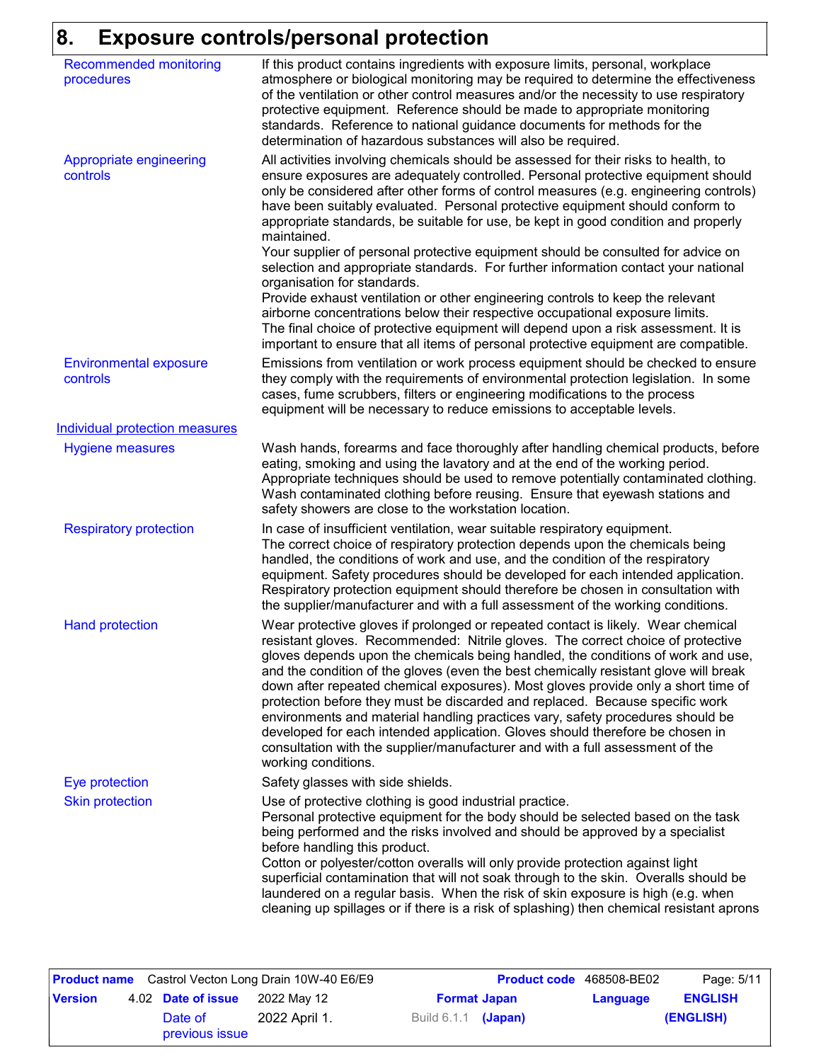## 8. Exposure controls/personal protection

**Recommended monitoring procedures**

If this product contains ingredients with exposure limits, personal, workplace atmosphere or biological monitoring may be required to determine the effectiveness of the ventilation or other control measures and/or the necessity to use respiratory protective equipment. Reference should be made to appropriate monitoring standards. Reference to national guidance documents for methods for the determination of hazardous substances will also be required.

**Appropriate engineering controls**

All activities involving chemicals should be assessed for their risks to health, to ensure exposures are adequately controlled. Personal protective equipment should only be considered after other forms of control measures (e.g. engineering controls) have been suitably evaluated. Personal protective equipment should conform to appropriate standards, be suitable for use, be kept in good condition and properly maintained.
Your supplier of personal protective equipment should be consulted for advice on selection and appropriate standards. For further information contact your national organisation for standards.
Provide exhaust ventilation or other engineering controls to keep the relevant airborne concentrations below their respective occupational exposure limits.
The final choice of protective equipment will depend upon a risk assessment. It is important to ensure that all items of personal protective equipment are compatible.

**Environmental exposure controls**

Emissions from ventilation or work process equipment should be checked to ensure they comply with the requirements of environmental protection legislation. In some cases, fume scrubbers, filters or engineering modifications to the process equipment will be necessary to reduce emissions to acceptable levels.

### Individual protection measures

**Hygiene measures**

Wash hands, forearms and face thoroughly after handling chemical products, before eating, smoking and using the lavatory and at the end of the working period. Appropriate techniques should be used to remove potentially contaminated clothing. Wash contaminated clothing before reusing. Ensure that eyewash stations and safety showers are close to the workstation location.

**Respiratory protection**

In case of insufficient ventilation, wear suitable respiratory equipment.
The correct choice of respiratory protection depends upon the chemicals being handled, the conditions of work and use, and the condition of the respiratory equipment. Safety procedures should be developed for each intended application. Respiratory protection equipment should therefore be chosen in consultation with the supplier/manufacturer and with a full assessment of the working conditions.

**Hand protection**

Wear protective gloves if prolonged or repeated contact is likely. Wear chemical resistant gloves. Recommended: Nitrile gloves. The correct choice of protective gloves depends upon the chemicals being handled, the conditions of work and use, and the condition of the gloves (even the best chemically resistant glove will break down after repeated chemical exposures). Most gloves provide only a short time of protection before they must be discarded and replaced. Because specific work environments and material handling practices vary, safety procedures should be developed for each intended application. Gloves should therefore be chosen in consultation with the supplier/manufacturer and with a full assessment of the working conditions.

**Eye protection**

Safety glasses with side shields.

**Skin protection**

Use of protective clothing is good industrial practice.
Personal protective equipment for the body should be selected based on the task being performed and the risks involved and should be approved by a specialist before handling this product.
Cotton or polyester/cotton overalls will only provide protection against light superficial contamination that will not soak through to the skin. Overalls should be laundered on a regular basis. When the risk of skin exposure is high (e.g. when cleaning up spillages or if there is a risk of splashing) then chemical resistant aprons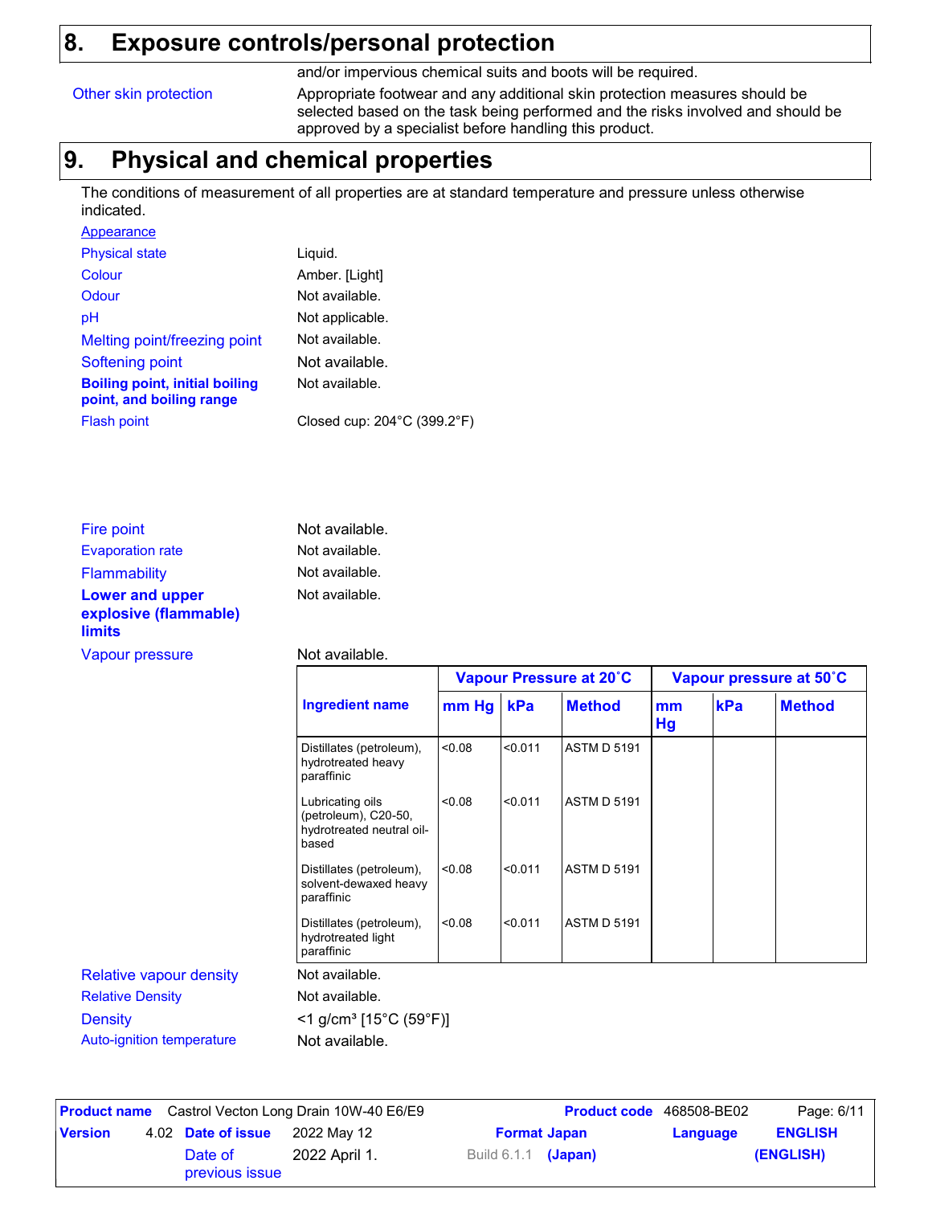## 8. Exposure controls/personal protection

and/or impervious chemical suits and boots will be required.

| | |
|---|---|
| Other skin protection | Appropriate footwear and any additional skin protection measures should be selected based on the task being performed and the risks involved and should be approved by a specialist before handling this product. |

## 9. Physical and chemical properties

The conditions of measurement of all properties are at standard temperature and pressure unless otherwise indicated.

Appearance

| | |
|---|---|
| Physical state | Liquid. |
| Colour | Amber. [Light] |
| Odour | Not available. |
| pH | Not applicable. |
| Melting point/freezing point | Not available. |
| Softening point | Not available. |
| **Boiling point, initial boiling point, and boiling range** | Not available. |
| Flash point | Closed cup: 204°C (399.2°F) |
| Fire point | Not available. |
| Evaporation rate | Not available. |
| Flammability | Not available. |
| **Lower and upper explosive (flammable) limits** | Not available. |
| Vapour pressure | Not available. |

| Ingredient name | Vapour Pressure at 20˚C | | | Vapour pressure at 50˚C | | |
|---|---|---|---|---|---|---|
| | mm Hg | kPa | Method | mm Hg | kPa | Method |
| Distillates (petroleum), hydrotreated heavy paraffinic | <0.08 | <0.011 | ASTM D 5191 | | | |
| Lubricating oils (petroleum), C20-50, hydrotreated neutral oil-based | <0.08 | <0.011 | ASTM D 5191 | | | |
| Distillates (petroleum), solvent-dewaxed heavy paraffinic | <0.08 | <0.011 | ASTM D 5191 | | | |
| Distillates (petroleum), hydrotreated light paraffinic | <0.08 | <0.011 | ASTM D 5191 | | | |

| | |
|---|---|
| Relative vapour density | Not available. |
| Relative Density | Not available. |
| Density | <1 g/cm³ [15°C (59°F)] |
| Auto-ignition temperature | Not available. |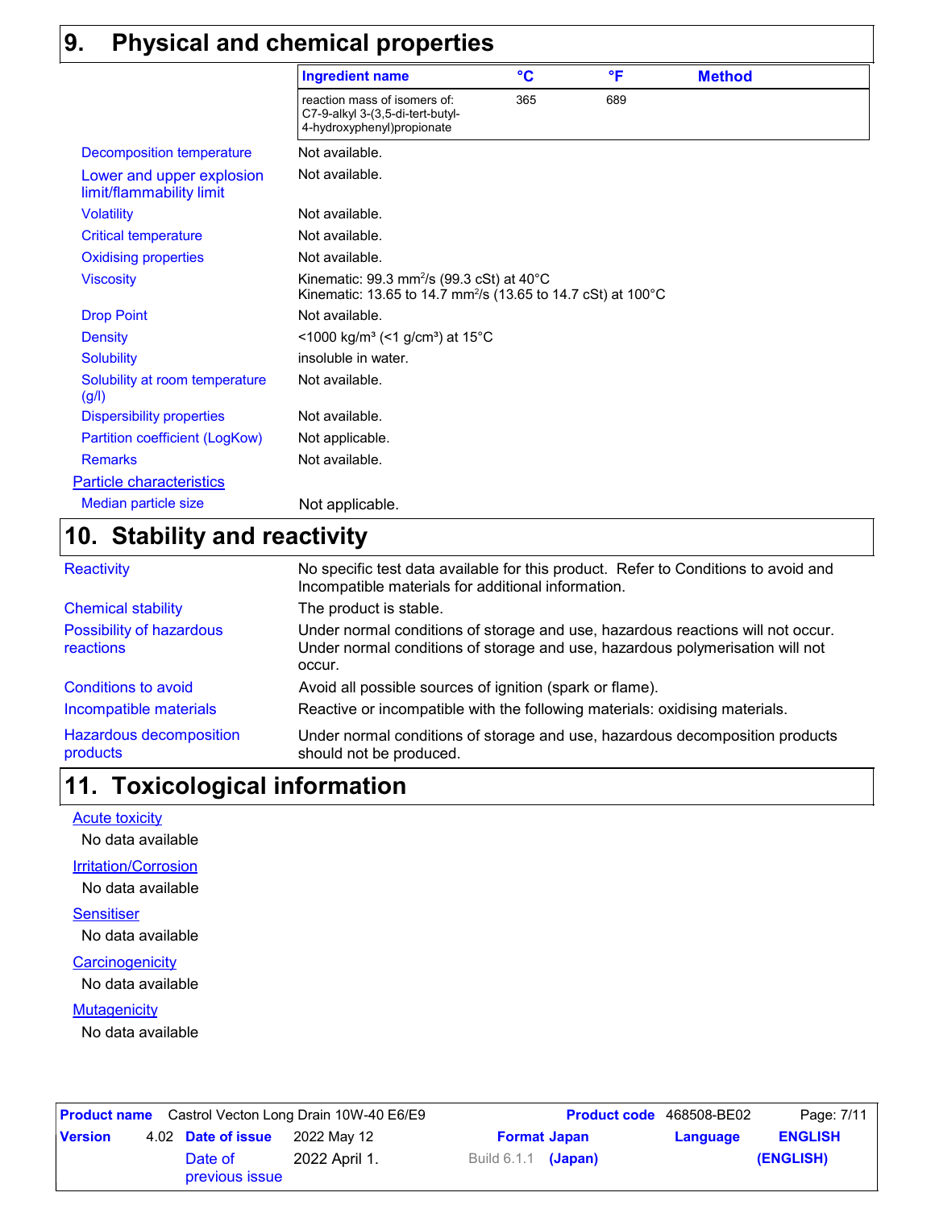## 9. Physical and chemical properties

| Ingredient name | °C | °F | Method |
| --- | --- | --- | --- |
| reaction mass of isomers of: C7-9-alkyl 3-(3,5-di-tert-butyl-4-hydroxyphenyl)propionate | 365 | 689 | |

| | |
| --- | --- |
| Decomposition temperature | Not available. |
| Lower and upper explosion limit/flammability limit | Not available. |
| Volatility | Not available. |
| Critical temperature | Not available. |
| Oxidising properties | Not available. |
| Viscosity | Kinematic: 99.3 $mm^2/s$ (99.3 cSt) at 40°C<br>Kinematic: 13.65 to 14.7 $mm^2/s$ (13.65 to 14.7 cSt) at 100°C |
| Drop Point | Not available. |
| Density | <1000 $kg/m^3$ (<1 $g/cm^3$) at 15°C |
| Solubility | insoluble in water. |
| Solubility at room temperature (g/l) | Not available. |
| Dispersibility properties | Not available. |
| Partition coefficient (LogKow) | Not applicable. |
| Remarks | Not available. |

**Particle characteristics**

| | |
| --- | --- |
| Median particle size | Not applicable. |

## 10. Stability and reactivity

| | |
| --- | --- |
| Reactivity | No specific test data available for this product. Refer to Conditions to avoid and Incompatible materials for additional information. |
| Chemical stability | The product is stable. |
| Possibility of hazardous reactions | Under normal conditions of storage and use, hazardous reactions will not occur.<br>Under normal conditions of storage and use, hazardous polymerisation will not occur. |
| Conditions to avoid | Avoid all possible sources of ignition (spark or flame). |
| Incompatible materials | Reactive or incompatible with the following materials: oxidising materials. |
| Hazardous decomposition products | Under normal conditions of storage and use, hazardous decomposition products should not be produced. |

## 11. Toxicological information

**Acute toxicity**

No data available

**Irritation/Corrosion**

No data available

**Sensitiser**

No data available

**Carcinogenicity**

No data available

**Mutagenicity**

No data available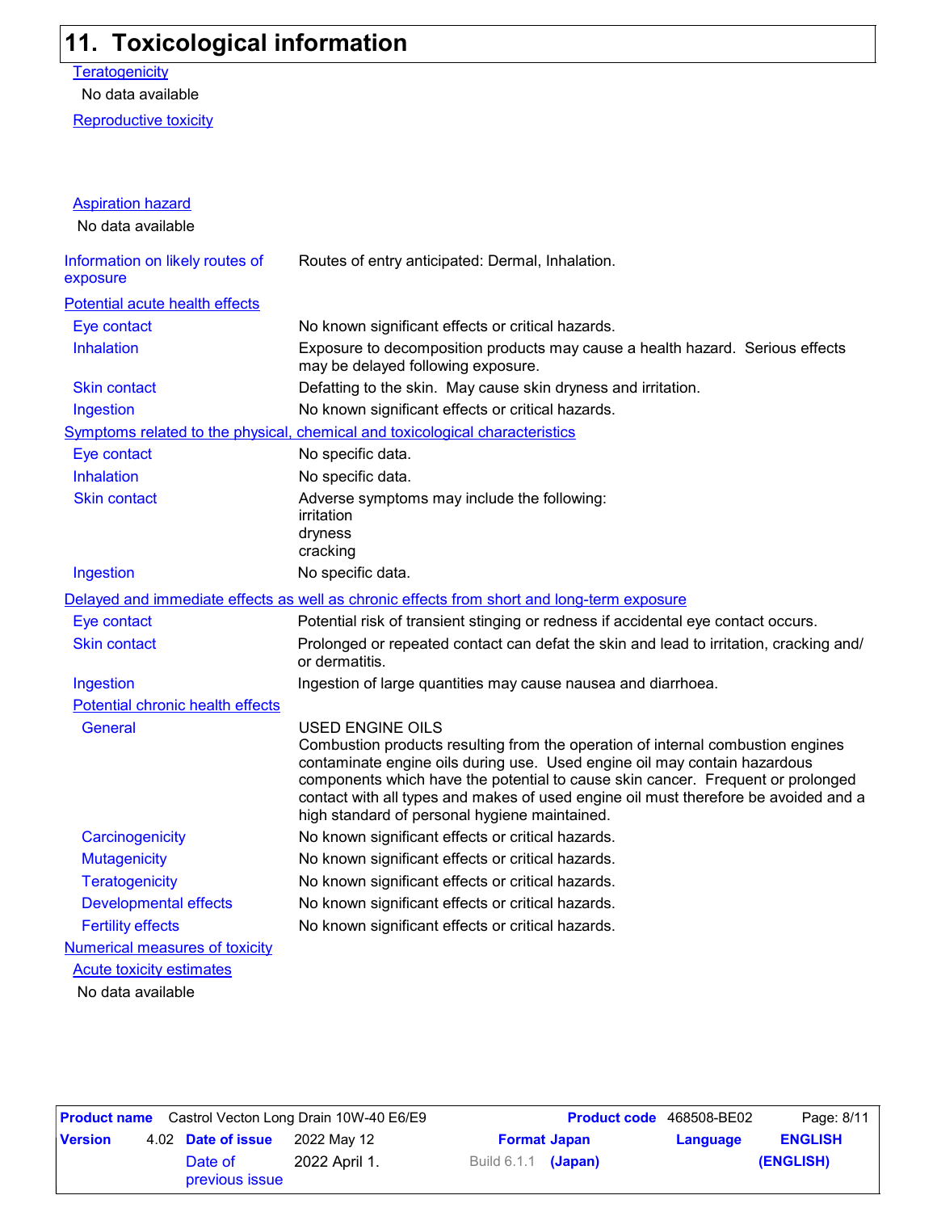## 11. Toxicological information

**Teratogenicity**

No data available

**Reproductive toxicity**

**Aspiration hazard**

No data available

| | |
|---|---|
| **Information on likely routes of exposure** | Routes of entry anticipated: Dermal, Inhalation. |

**Potential acute health effects**

| | |
|---|---|
| Eye contact | No known significant effects or critical hazards. |
| Inhalation | Exposure to decomposition products may cause a health hazard. Serious effects may be delayed following exposure. |
| Skin contact | Defatting to the skin. May cause skin dryness and irritation. |
| Ingestion | No known significant effects or critical hazards. |

**Symptoms related to the physical, chemical and toxicological characteristics**

| | |
|---|---|
| Eye contact | No specific data. |
| Inhalation | No specific data. |
| Skin contact | Adverse symptoms may include the following:<br>irritation<br>dryness<br>cracking |
| Ingestion | No specific data. |

**Delayed and immediate effects as well as chronic effects from short and long-term exposure**

| | |
|---|---|
| Eye contact | Potential risk of transient stinging or redness if accidental eye contact occurs. |
| Skin contact | Prolonged or repeated contact can defat the skin and lead to irritation, cracking and/or dermatitis. |
| Ingestion | Ingestion of large quantities may cause nausea and diarrhoea. |

**Potential chronic health effects**

| | |
|---|---|
| General | USED ENGINE OILS<br>Combustion products resulting from the operation of internal combustion engines contaminate engine oils during use. Used engine oil may contain hazardous components which have the potential to cause skin cancer. Frequent or prolonged contact with all types and makes of used engine oil must therefore be avoided and a high standard of personal hygiene maintained. |
| Carcinogenicity | No known significant effects or critical hazards. |
| Mutagenicity | No known significant effects or critical hazards. |
| Teratogenicity | No known significant effects or critical hazards. |
| Developmental effects | No known significant effects or critical hazards. |
| Fertility effects | No known significant effects or critical hazards. |

**Numerical measures of toxicity**

**Acute toxicity estimates**

No data available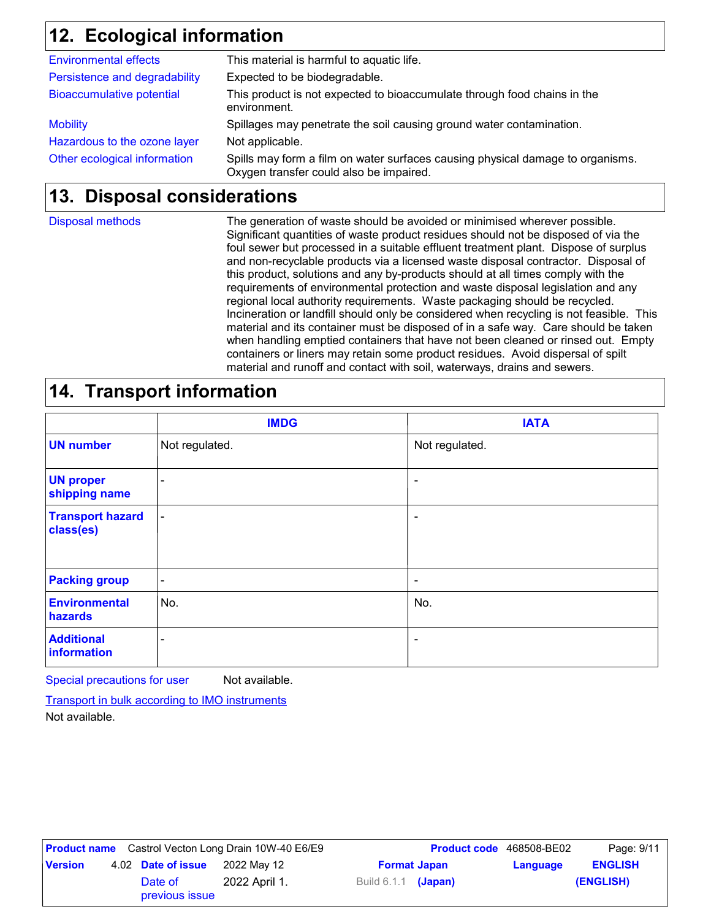## 12. Ecological information

| | |
|---|---|
| Environmental effects | This material is harmful to aquatic life. |
| Persistence and degradability | Expected to be biodegradable. |
| Bioaccumulative potential | This product is not expected to bioaccumulate through food chains in the environment. |
| Mobility | Spillages may penetrate the soil causing ground water contamination. |
| Hazardous to the ozone layer | Not applicable. |
| Other ecological information | Spills may form a film on water surfaces causing physical damage to organisms. Oxygen transfer could also be impaired. |

## 13. Disposal considerations

**Disposal methods**

The generation of waste should be avoided or minimised wherever possible. Significant quantities of waste product residues should not be disposed of via the foul sewer but processed in a suitable effluent treatment plant. Dispose of surplus and non-recyclable products via a licensed waste disposal contractor. Disposal of this product, solutions and any by-products should at all times comply with the requirements of environmental protection and waste disposal legislation and any regional local authority requirements. Waste packaging should be recycled. Incineration or landfill should only be considered when recycling is not feasible. This material and its container must be disposed of in a safe way. Care should be taken when handling emptied containers that have not been cleaned or rinsed out. Empty containers or liners may retain some product residues. Avoid dispersal of spilt material and runoff and contact with soil, waterways, drains and sewers.

## 14. Transport information

| | IMDG | IATA |
|---|---|---|
| **UN number** | Not regulated. | Not regulated. |
| **UN proper shipping name** | - | - |
| **Transport hazard class(es)** | - | - |
| **Packing group** | - | - |
| **Environmental hazards** | No. | No. |
| **Additional information** | - | - |

Special precautions for user: Not available.

Transport in bulk according to IMO instruments

Not available.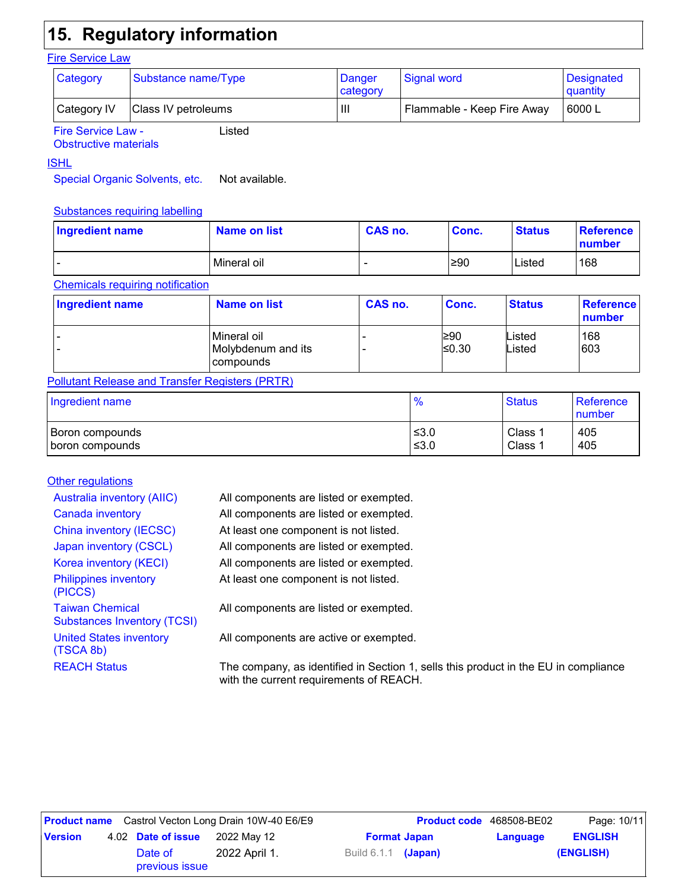## 15. Regulatory information

### Fire Service Law

| Category | Substance name/Type | Danger category | Signal word | Designated quantity |
|---|---|---|---|---|
| Category IV | Class IV petroleums | III | Flammable - Keep Fire Away | 6000 L |

Fire Service Law - Obstructive materials: Listed

### ISHL

Special Organic Solvents, etc.: Not available.

#### Substances requiring labelling

| Ingredient name | Name on list | CAS no. | Conc. | Status | Reference number |
|---|---|---|---|---|---|
| - | Mineral oil | - | ≥90 | Listed | 168 |

#### Chemicals requiring notification

| Ingredient name | Name on list | CAS no. | Conc. | Status | Reference number |
|---|---|---|---|---|---|
| - | Mineral oil | - | ≥90 | Listed | 168 |
| - | Molybdenum and its compounds | - | ≤0.30 | Listed | 603 |

### Pollutant Release and Transfer Registers (PRTR)

| Ingredient name | % | Status | Reference number |
|---|---|---|---|
| Boron compounds | ≤3.0 | Class 1 | 405 |
| boron compounds | ≤3.0 | Class 1 | 405 |

### Other regulations

Australia inventory (AIIC): All components are listed or exempted.

Canada inventory: All components are listed or exempted.

China inventory (IECSC): At least one component is not listed.

Japan inventory (CSCL): All components are listed or exempted.

Korea inventory (KECI): All components are listed or exempted.

Philippines inventory (PICCS): At least one component is not listed.

Taiwan Chemical Substances Inventory (TCSI): All components are listed or exempted.

United States inventory (TSCA 8b): All components are active or exempted.

REACH Status: The company, as identified in Section 1, sells this product in the EU in compliance with the current requirements of REACH.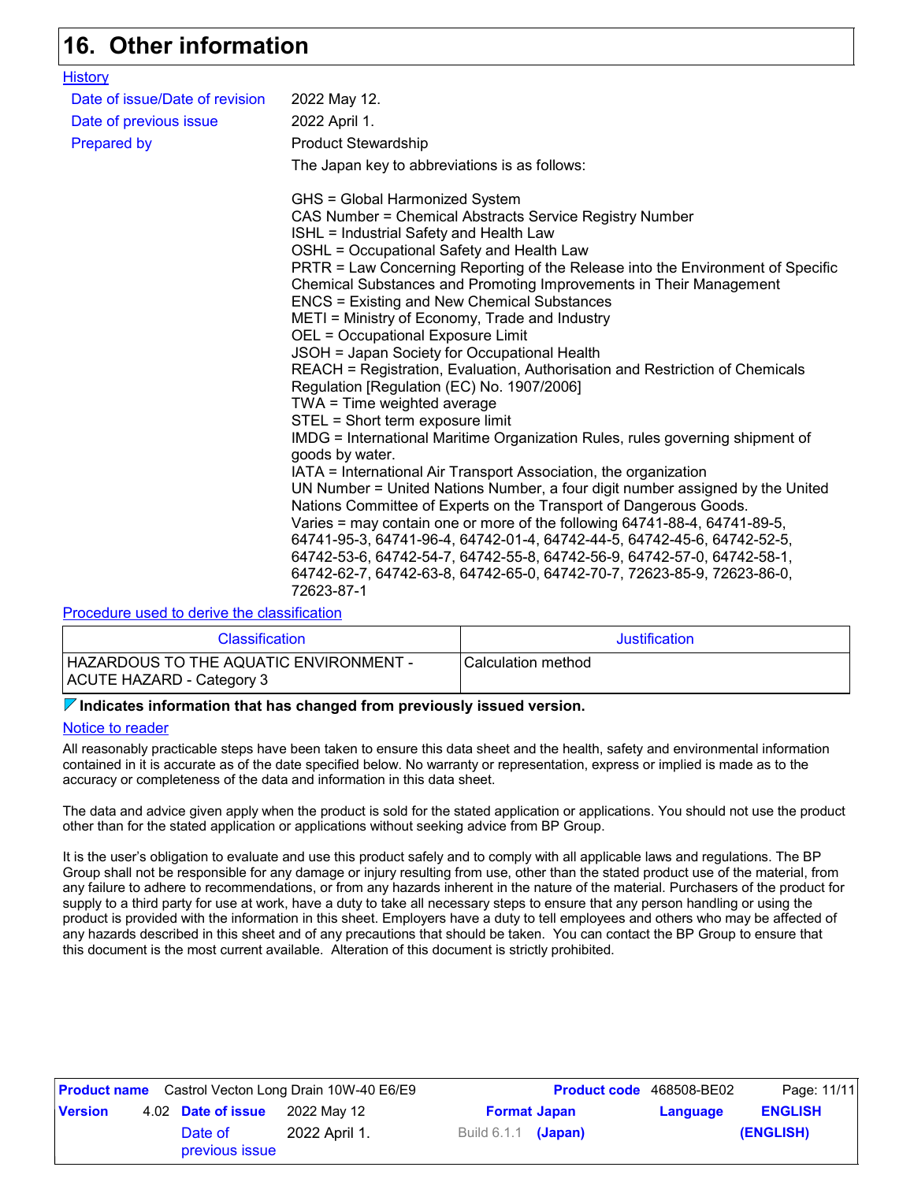# 16. Other information

**History**

| | |
|---|---|
| Date of issue/Date of revision | 2022 May 12. |
| Date of previous issue | 2022 April 1. |
| Prepared by | Product Stewardship |

The Japan key to abbreviations is as follows:

GHS = Global Harmonized System
CAS Number = Chemical Abstracts Service Registry Number
ISHL = Industrial Safety and Health Law
OSHL = Occupational Safety and Health Law
PRTR = Law Concerning Reporting of the Release into the Environment of Specific Chemical Substances and Promoting Improvements in Their Management
ENCS = Existing and New Chemical Substances
METI = Ministry of Economy, Trade and Industry
OEL = Occupational Exposure Limit
JSOH = Japan Society for Occupational Health
REACH = Registration, Evaluation, Authorisation and Restriction of Chemicals Regulation [Regulation (EC) No. 1907/2006]
TWA = Time weighted average
STEL = Short term exposure limit
IMDG = International Maritime Organization Rules, rules governing shipment of goods by water.
IATA = International Air Transport Association, the organization
UN Number = United Nations Number, a four digit number assigned by the United Nations Committee of Experts on the Transport of Dangerous Goods.
Varies = may contain one or more of the following 64741-88-4, 64741-89-5, 64741-95-3, 64741-96-4, 64742-01-4, 64742-44-5, 64742-45-6, 64742-52-5, 64742-53-6, 64742-54-7, 64742-55-8, 64742-56-9, 64742-57-0, 64742-58-1, 64742-62-7, 64742-63-8, 64742-65-0, 64742-70-7, 72623-85-9, 72623-86-0, 72623-87-1

**Procedure used to derive the classification**

| Classification | Justification |
|---|---|
| HAZARDOUS TO THE AQUATIC ENVIRONMENT - ACUTE HAZARD - Category 3 | Calculation method |

**Indicates information that has changed from previously issued version.**

**Notice to reader**

All reasonably practicable steps have been taken to ensure this data sheet and the health, safety and environmental information contained in it is accurate as of the date specified below. No warranty or representation, express or implied is made as to the accuracy or completeness of the data and information in this data sheet.

The data and advice given apply when the product is sold for the stated application or applications. You should not use the product other than for the stated application or applications without seeking advice from BP Group.

It is the user's obligation to evaluate and use this product safely and to comply with all applicable laws and regulations. The BP Group shall not be responsible for any damage or injury resulting from use, other than the stated product use of the material, from any failure to adhere to recommendations, or from any hazards inherent in the nature of the material. Purchasers of the product for supply to a third party for use at work, have a duty to take all necessary steps to ensure that any person handling or using the product is provided with the information in this sheet. Employers have a duty to tell employees and others who may be affected of any hazards described in this sheet and of any precautions that should be taken. You can contact the BP Group to ensure that this document is the most current available. Alteration of this document is strictly prohibited.